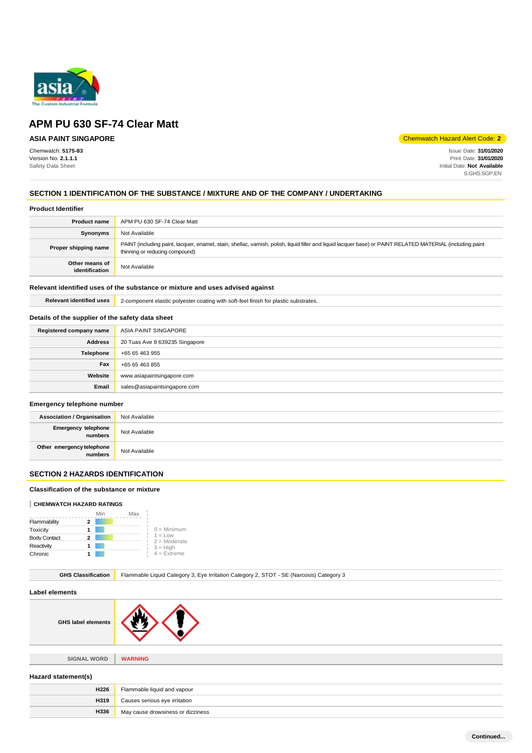# APM PU 630 SF-74 Clear Matt

**ASIA PAINT SINGAPORE**

Chemwatch Hazard Alert Code: **2**

Chemwatch: **5175-83**
Version No: **2.1.1.1**
Safety Data Sheet

Issue Date: **31/01/2020**
Print Date: **31/01/2020**
Initial Date: **Not Available**
S.GHS.SGP.EN

## SECTION 1 IDENTIFICATION OF THE SUBSTANCE / MIXTURE AND OF THE COMPANY / UNDERTAKING

### Product Identifier

| | |
|---|---|
| **Product name** | APM PU 630 SF-74 Clear Matt |
| **Synonyms** | Not Available |
| **Proper shipping name** | PAINT (including paint, lacquer, enamel, stain, shellac, varnish, polish, liquid filler and liquid lacquer base) or PAINT RELATED MATERIAL (including paint thinning or reducing compound) |
| **Other means of identification** | Not Available |

### Relevant identified uses of the substance or mixture and uses advised against

| | |
|---|---|
| **Relevant identified uses** | 2-component elastic polyester coating with soft-feel finish for plastic substrates. |

### Details of the supplier of the safety data sheet

| | |
|---|---|
| **Registered company name** | ASIA PAINT SINGAPORE |
| **Address** | 20 Tuas Ave 8 639235 Singapore |
| **Telephone** | +65 65 463 955 |
| **Fax** | +65 65 463 855 |
| **Website** | www.asiapaintsingapore.com |
| **Email** | sales@asiapaintsingapore.com |

### Emergency telephone number

| | |
|---|---|
| **Association / Organisation** | Not Available |
| **Emergency telephone numbers** | Not Available |
| **Other emergency telephone numbers** | Not Available |

## SECTION 2 HAZARDS IDENTIFICATION

### Classification of the substance or mixture

**CHEMWATCH HAZARD RATINGS**

| | Rating |
|---|---|
| Flammability | 2 |
| Toxicity | 1 |
| Body Contact | 2 |
| Reactivity | 1 |
| Chronic | 1 |

0 = Minimum
1 = Low
2 = Moderate
3 = High
4 = Extreme

| | |
|---|---|
| **GHS Classification** | Flammable Liquid Category 3, Eye Irritation Category 2, STOT - SE (Narcosis) Category 3 |

### Label elements

| | |
|---|---|
| **GHS label elements** | |
| **SIGNAL WORD** | **WARNING** |

### Hazard statement(s)

| | |
|---|---|
| **H226** | Flammable liquid and vapour |
| **H319** | Causes serious eye irritation |
| **H336** | May cause drowsiness or dizziness |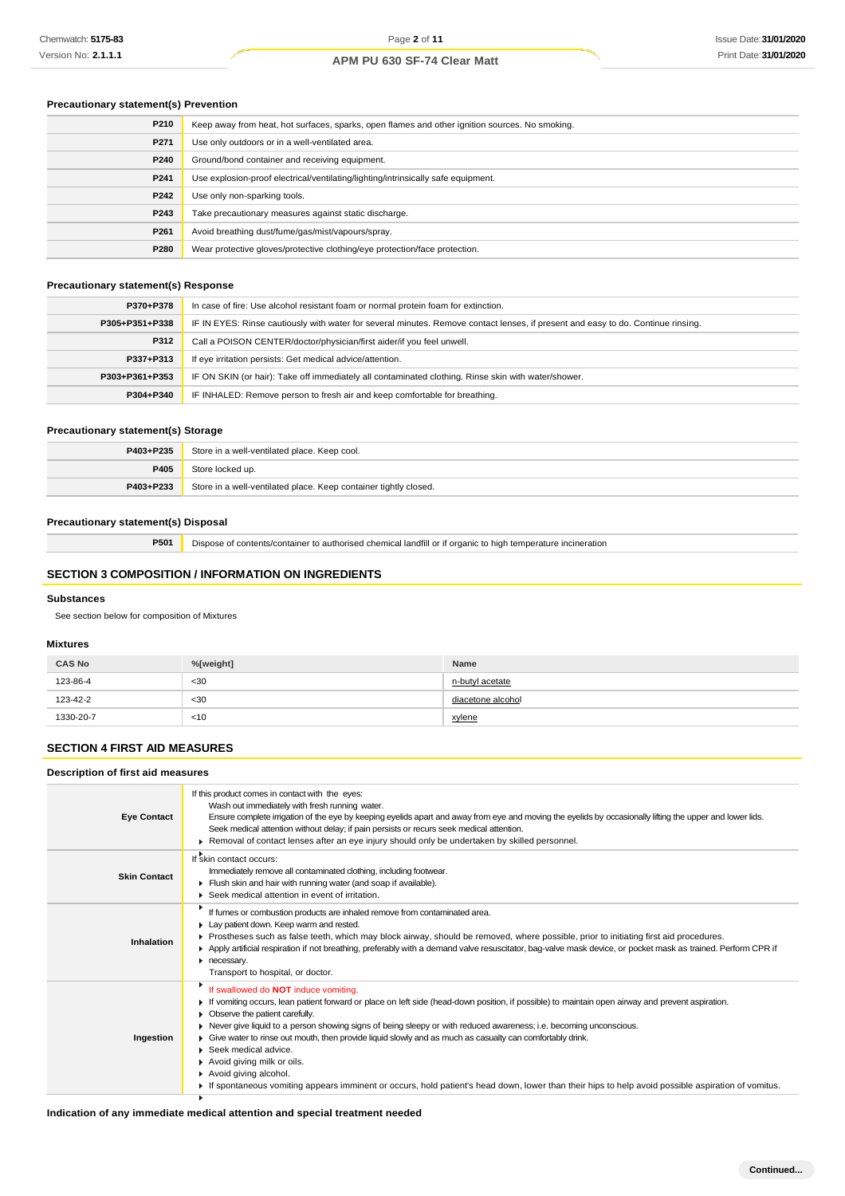### Precautionary statement(s) Prevention

| | |
|---|---|
| P210 | Keep away from heat, hot surfaces, sparks, open flames and other ignition sources. No smoking. |
| P271 | Use only outdoors or in a well-ventilated area. |
| P240 | Ground/bond container and receiving equipment. |
| P241 | Use explosion-proof electrical/ventilating/lighting/intrinsically safe equipment. |
| P242 | Use only non-sparking tools. |
| P243 | Take precautionary measures against static discharge. |
| P261 | Avoid breathing dust/fume/gas/mist/vapours/spray. |
| P280 | Wear protective gloves/protective clothing/eye protection/face protection. |

### Precautionary statement(s) Response

| | |
|---|---|
| P370+P378 | In case of fire: Use alcohol resistant foam or normal protein foam for extinction. |
| P305+P351+P338 | IF IN EYES: Rinse cautiously with water for several minutes. Remove contact lenses, if present and easy to do. Continue rinsing. |
| P312 | Call a POISON CENTER/doctor/physician/first aider/if you feel unwell. |
| P337+P313 | If eye irritation persists: Get medical advice/attention. |
| P303+P361+P353 | IF ON SKIN (or hair): Take off immediately all contaminated clothing. Rinse skin with water/shower. |
| P304+P340 | IF INHALED: Remove person to fresh air and keep comfortable for breathing. |

### Precautionary statement(s) Storage

| | |
|---|---|
| P403+P235 | Store in a well-ventilated place. Keep cool. |
| P405 | Store locked up. |
| P403+P233 | Store in a well-ventilated place. Keep container tightly closed. |

### Precautionary statement(s) Disposal

| | |
|---|---|
| P501 | Dispose of contents/container to authorised chemical landfill or if organic to high temperature incineration |

## SECTION 3 COMPOSITION / INFORMATION ON INGREDIENTS

### Substances

See section below for composition of Mixtures

### Mixtures

| CAS No | %[weight] | Name |
|---|---|---|
| 123-86-4 | <30 | n-butyl acetate |
| 123-42-2 | <30 | diacetone alcohol |
| 1330-20-7 | <10 | xylene |

## SECTION 4 FIRST AID MEASURES

### Description of first aid measures

| | |
|---|---|
| **Eye Contact** | If this product comes in contact with the eyes:<br>Wash out immediately with fresh running water.<br>Ensure complete irrigation of the eye by keeping eyelids apart and away from eye and moving the eyelids by occasionally lifting the upper and lower lids.<br>Seek medical attention without delay; if pain persists or recurs seek medical attention.<br>▸ Removal of contact lenses after an eye injury should only be undertaken by skilled personnel. |
| **Skin Contact** | If skin contact occurs:<br>Immediately remove all contaminated clothing, including footwear.<br>▸ Flush skin and hair with running water (and soap if available).<br>▸ Seek medical attention in event of irritation. |
| **Inhalation** | ▸ If fumes or combustion products are inhaled remove from contaminated area.<br>▸ Lay patient down. Keep warm and rested.<br>▸ Prostheses such as false teeth, which may block airway, should be removed, where possible, prior to initiating first aid procedures.<br>▸ Apply artificial respiration if not breathing, preferably with a demand valve resuscitator, bag-valve mask device, or pocket mask as trained. Perform CPR if necessary.<br>Transport to hospital, or doctor. |
| **Ingestion** | ▸ If swallowed do **NOT** induce vomiting.<br>▸ If vomiting occurs, lean patient forward or place on left side (head-down position, if possible) to maintain open airway and prevent aspiration.<br>▸ Observe the patient carefully.<br>▸ Never give liquid to a person showing signs of being sleepy or with reduced awareness; i.e. becoming unconscious.<br>▸ Give water to rinse out mouth, then provide liquid slowly and as much as casualty can comfortably drink.<br>▸ Seek medical advice.<br>▸ Avoid giving milk or oils.<br>▸ Avoid giving alcohol.<br>▸ If spontaneous vomiting appears imminent or occurs, hold patient's head down, lower than their hips to help avoid possible aspiration of vomitus. |

### Indication of any immediate medical attention and special treatment needed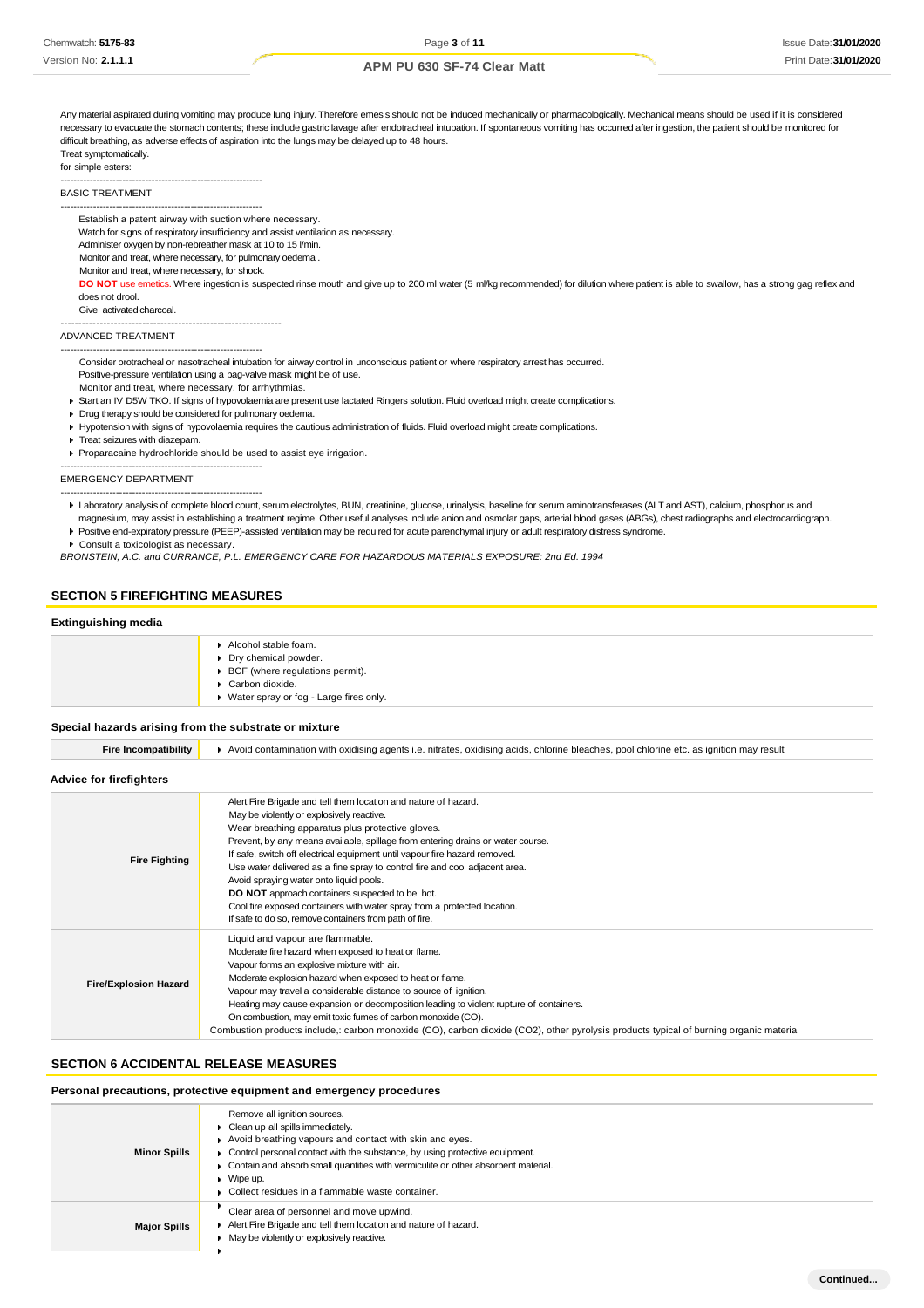Any material aspirated during vomiting may produce lung injury. Therefore emesis should not be induced mechanically or pharmacologically. Mechanical means should be used if it is considered necessary to evacuate the stomach contents; these include gastric lavage after endotracheal intubation. If spontaneous vomiting has occurred after ingestion, the patient should be monitored for difficult breathing, as adverse effects of aspiration into the lungs may be delayed up to 48 hours.
Treat symptomatically.
for simple esters:

--------------------------------------------------------------
BASIC TREATMENT
--------------------------------------------------------------

Establish a patent airway with suction where necessary.
Watch for signs of respiratory insufficiency and assist ventilation as necessary.
Administer oxygen by non-rebreather mask at 10 to 15 l/min.
Monitor and treat, where necessary, for pulmonary oedema .
Monitor and treat, where necessary, for shock.
**DO NOT** use emetics. Where ingestion is suspected rinse mouth and give up to 200 ml water (5 ml/kg recommended) for dilution where patient is able to swallow, has a strong gag reflex and does not drool.
Give activated charcoal.

--------------------------------------------------------------
ADVANCED TREATMENT
--------------------------------------------------------------

Consider orotracheal or nasotracheal intubation for airway control in unconscious patient or where respiratory arrest has occurred.
Positive-pressure ventilation using a bag-valve mask might be of use.
Monitor and treat, where necessary, for arrhythmias.

- Start an IV D5W TKO. If signs of hypovolaemia are present use lactated Ringers solution. Fluid overload might create complications.
- Drug therapy should be considered for pulmonary oedema.
- Hypotension with signs of hypovolaemia requires the cautious administration of fluids. Fluid overload might create complications.
- Treat seizures with diazepam.
- Proparacaine hydrochloride should be used to assist eye irrigation.

--------------------------------------------------------------
EMERGENCY DEPARTMENT
--------------------------------------------------------------

- Laboratory analysis of complete blood count, serum electrolytes, BUN, creatinine, glucose, urinalysis, baseline for serum aminotransferases (ALT and AST), calcium, phosphorus and magnesium, may assist in establishing a treatment regime. Other useful analyses include anion and osmolar gaps, arterial blood gases (ABGs), chest radiographs and electrocardiograph.
- Positive end-expiratory pressure (PEEP)-assisted ventilation may be required for acute parenchymal injury or adult respiratory distress syndrome.
- Consult a toxicologist as necessary.

*BRONSTEIN, A.C. and CURRANCE, P.L. EMERGENCY CARE FOR HAZARDOUS MATERIALS EXPOSURE: 2nd Ed. 1994*

## SECTION 5 FIREFIGHTING MEASURES

### Extinguishing media

| | |
|---|---|
| | ▸ Alcohol stable foam.<br>▸ Dry chemical powder.<br>▸ BCF (where regulations permit).<br>▸ Carbon dioxide.<br>▸ Water spray or fog - Large fires only. |

### Special hazards arising from the substrate or mixture

| | |
|---|---|
| **Fire Incompatibility** | ▸ Avoid contamination with oxidising agents i.e. nitrates, oxidising acids, chlorine bleaches, pool chlorine etc. as ignition may result |

### Advice for firefighters

| | |
|---|---|
| **Fire Fighting** | Alert Fire Brigade and tell them location and nature of hazard.<br>May be violently or explosively reactive.<br>Wear breathing apparatus plus protective gloves.<br>Prevent, by any means available, spillage from entering drains or water course.<br>If safe, switch off electrical equipment until vapour fire hazard removed.<br>Use water delivered as a fine spray to control fire and cool adjacent area.<br>Avoid spraying water onto liquid pools.<br>**DO NOT** approach containers suspected to be hot.<br>Cool fire exposed containers with water spray from a protected location.<br>If safe to do so, remove containers from path of fire. |
| **Fire/Explosion Hazard** | Liquid and vapour are flammable.<br>Moderate fire hazard when exposed to heat or flame.<br>Vapour forms an explosive mixture with air.<br>Moderate explosion hazard when exposed to heat or flame.<br>Vapour may travel a considerable distance to source of ignition.<br>Heating may cause expansion or decomposition leading to violent rupture of containers.<br>On combustion, may emit toxic fumes of carbon monoxide (CO).<br>Combustion products include,: carbon monoxide (CO), carbon dioxide ($CO_2$), other pyrolysis products typical of burning organic material |

## SECTION 6 ACCIDENTAL RELEASE MEASURES

### Personal precautions, protective equipment and emergency procedures

| | |
|---|---|
| **Minor Spills** | Remove all ignition sources.<br>▸ Clean up all spills immediately.<br>▸ Avoid breathing vapours and contact with skin and eyes.<br>▸ Control personal contact with the substance, by using protective equipment.<br>▸ Contain and absorb small quantities with vermiculite or other absorbent material.<br>▸ Wipe up.<br>▸ Collect residues in a flammable waste container. |
| **Major Spills** | ▸ Clear area of personnel and move upwind.<br>▸ Alert Fire Brigade and tell them location and nature of hazard.<br>▸ May be violently or explosively reactive.<br>▸ |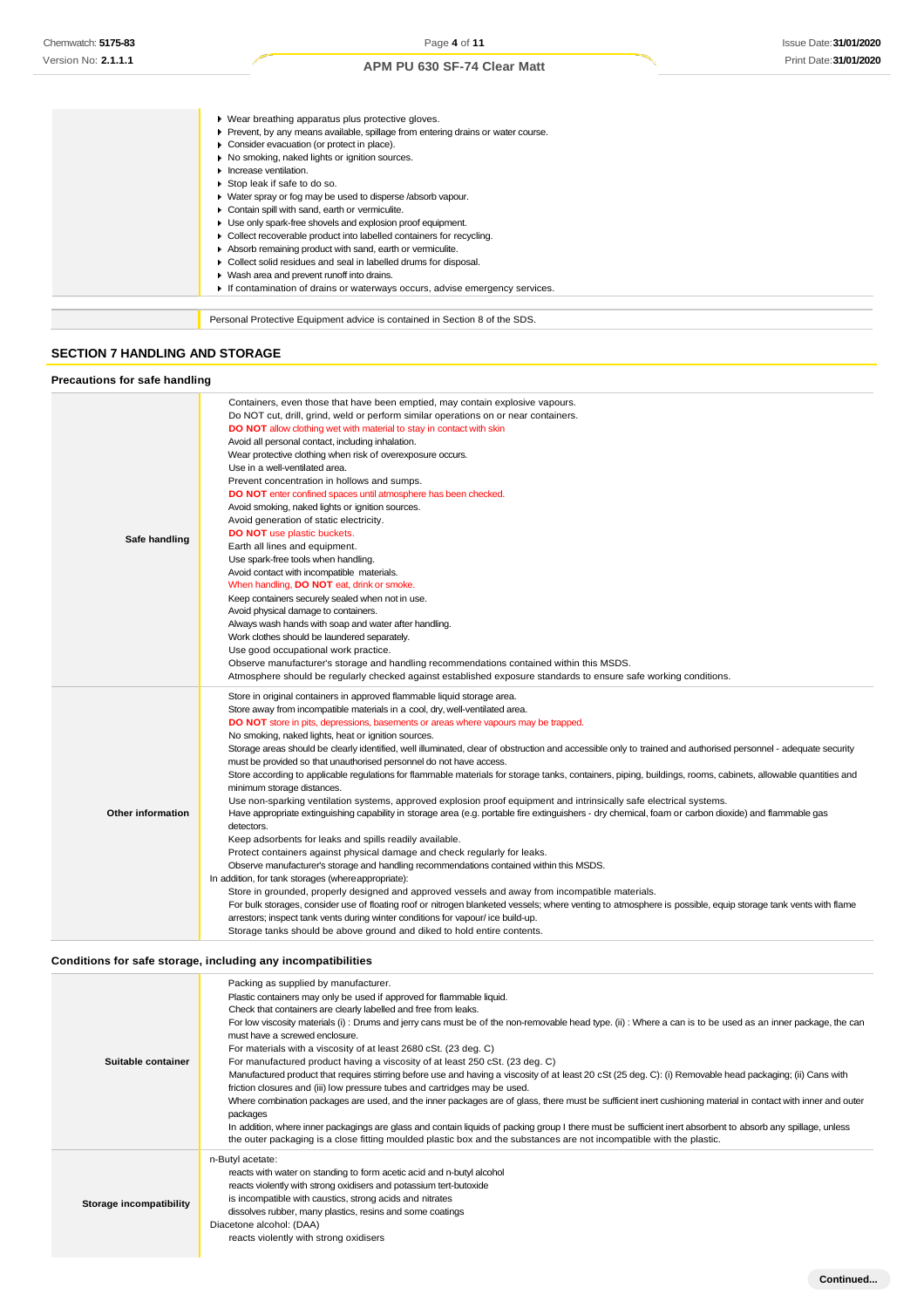| | |
|---|---|
| | - Wear breathing apparatus plus protective gloves.<br>- Prevent, by any means available, spillage from entering drains or water course.<br>- Consider evacuation (or protect in place).<br>- No smoking, naked lights or ignition sources.<br>- Increase ventilation.<br>- Stop leak if safe to do so.<br>- Water spray or fog may be used to disperse /absorb vapour.<br>- Contain spill with sand, earth or vermiculite.<br>- Use only spark-free shovels and explosion proof equipment.<br>- Collect recoverable product into labelled containers for recycling.<br>- Absorb remaining product with sand, earth or vermiculite.<br>- Collect solid residues and seal in labelled drums for disposal.<br>- Wash area and prevent runoff into drains.<br>- If contamination of drains or waterways occurs, advise emergency services. |

| | |
|---|---|
| | Personal Protective Equipment advice is contained in Section 8 of the SDS. |

## SECTION 7 HANDLING AND STORAGE

### Precautions for safe handling

| | |
|---|---|
| **Safe handling** | Containers, even those that have been emptied, may contain explosive vapours.<br>Do NOT cut, drill, grind, weld or perform similar operations on or near containers.<br>**DO NOT** allow clothing wet with material to stay in contact with skin<br>Avoid all personal contact, including inhalation.<br>Wear protective clothing when risk of overexposure occurs.<br>Use in a well-ventilated area.<br>Prevent concentration in hollows and sumps.<br>**DO NOT** enter confined spaces until atmosphere has been checked.<br>Avoid smoking, naked lights or ignition sources.<br>Avoid generation of static electricity.<br>**DO NOT** use plastic buckets.<br>Earth all lines and equipment.<br>Use spark-free tools when handling.<br>Avoid contact with incompatible materials.<br>When handling, **DO NOT** eat, drink or smoke.<br>Keep containers securely sealed when not in use.<br>Avoid physical damage to containers.<br>Always wash hands with soap and water after handling.<br>Work clothes should be laundered separately.<br>Use good occupational work practice.<br>Observe manufacturer's storage and handling recommendations contained within this MSDS.<br>Atmosphere should be regularly checked against established exposure standards to ensure safe working conditions. |
| **Other information** | Store in original containers in approved flammable liquid storage area.<br>Store away from incompatible materials in a cool, dry, well-ventilated area.<br>**DO NOT** store in pits, depressions, basements or areas where vapours may be trapped.<br>No smoking, naked lights, heat or ignition sources.<br>Storage areas should be clearly identified, well illuminated, clear of obstruction and accessible only to trained and authorised personnel - adequate security must be provided so that unauthorised personnel do not have access.<br>Store according to applicable regulations for flammable materials for storage tanks, containers, piping, buildings, rooms, cabinets, allowable quantities and minimum storage distances.<br>Use non-sparking ventilation systems, approved explosion proof equipment and intrinsically safe electrical systems.<br>Have appropriate extinguishing capability in storage area (e.g. portable fire extinguishers - dry chemical, foam or carbon dioxide) and flammable gas detectors.<br>Keep adsorbents for leaks and spills readily available.<br>Protect containers against physical damage and check regularly for leaks.<br>Observe manufacturer's storage and handling recommendations contained within this MSDS.<br>In addition, for tank storages (whereappropriate):<br>Store in grounded, properly designed and approved vessels and away from incompatible materials.<br>For bulk storages, consider use of floating roof or nitrogen blanketed vessels; where venting to atmosphere is possible, equip storage tank vents with flame arrestors; inspect tank vents during winter conditions for vapour/ ice build-up.<br>Storage tanks should be above ground and diked to hold entire contents. |

### Conditions for safe storage, including any incompatibilities

| | |
|---|---|
| **Suitable container** | Packing as supplied by manufacturer.<br>Plastic containers may only be used if approved for flammable liquid.<br>Check that containers are clearly labelled and free from leaks.<br>For low viscosity materials (i) : Drums and jerry cans must be of the non-removable head type. (ii) : Where a can is to be used as an inner package, the can must have a screwed enclosure.<br>For materials with a viscosity of at least 2680 cSt. (23 deg. C)<br>For manufactured product having a viscosity of at least 250 cSt. (23 deg. C)<br>Manufactured product that requires stirring before use and having a viscosity of at least 20 cSt (25 deg. C): (i) Removable head packaging; (ii) Cans with friction closures and (iii) low pressure tubes and cartridges may be used.<br>Where combination packages are used, and the inner packages are of glass, there must be sufficient inert cushioning material in contact with inner and outer packages<br>In addition, where inner packagings are glass and contain liquids of packing group I there must be sufficient inert absorbent to absorb any spillage, unless the outer packaging is a close fitting moulded plastic box and the substances are not incompatible with the plastic. |
| **Storage incompatibility** | n-Butyl acetate:<br>reacts with water on standing to form acetic acid and n-butyl alcohol<br>reacts violently with strong oxidisers and potassium tert-butoxide<br>is incompatible with caustics, strong acids and nitrates<br>dissolves rubber, many plastics, resins and some coatings<br>Diacetone alcohol: (DAA)<br>reacts violently with strong oxidisers |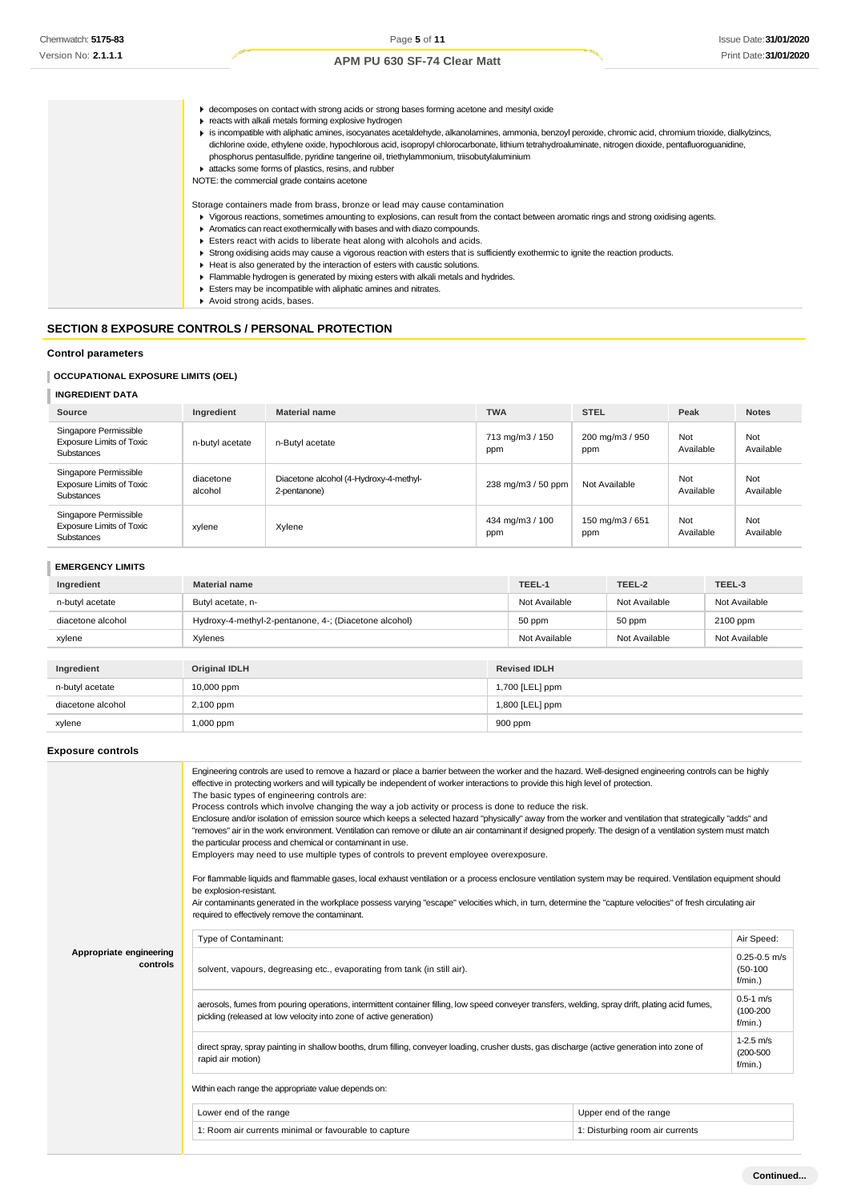| | |
|---|---|
| | ▸ decomposes on contact with strong acids or strong bases forming acetone and mesityl oxide<br>▸ reacts with alkali metals forming explosive hydrogen<br>▸ is incompatible with aliphatic amines, isocyanates acetaldehyde, alkanolamines, ammonia, benzoyl peroxide, chromic acid, chromium trioxide, dialkylzincs, dichlorine oxide, ethylene oxide, hypochlorous acid, isopropyl chlorocarbonate, lithium tetrahydroaluminate, nitrogen dioxide, pentafluoroguanidine, phosphorus pentasulfide, pyridine tangerine oil, triethylammonium, triisobutylaluminium<br>▸ attacks some forms of plastics, resins, and rubber<br>NOTE: the commercial grade contains acetone<br><br>Storage containers made from brass, bronze or lead may cause contamination<br>▸ Vigorous reactions, sometimes amounting to explosions, can result from the contact between aromatic rings and strong oxidising agents.<br>▸ Aromatics can react exothermically with bases and with diazo compounds.<br>▸ Esters react with acids to liberate heat along with alcohols and acids.<br>▸ Strong oxidising acids may cause a vigorous reaction with esters that is sufficiently exothermic to ignite the reaction products.<br>▸ Heat is also generated by the interaction of esters with caustic solutions.<br>▸ Flammable hydrogen is generated by mixing esters with alkali metals and hydrides.<br>▸ Esters may be incompatible with aliphatic amines and nitrates.<br>▸ Avoid strong acids, bases. |

## SECTION 8 EXPOSURE CONTROLS / PERSONAL PROTECTION

### Control parameters

#### OCCUPATIONAL EXPOSURE LIMITS (OEL)

#### INGREDIENT DATA

| Source | Ingredient | Material name | TWA | STEL | Peak | Notes |
|---|---|---|---|---|---|---|
| Singapore Permissible Exposure Limits of Toxic Substances | n-butyl acetate | n-Butyl acetate | 713 mg/m3 / 150 ppm | 200 mg/m3 / 950 ppm | Not Available | Not Available |
| Singapore Permissible Exposure Limits of Toxic Substances | diacetone alcohol | Diacetone alcohol (4-Hydroxy-4-methyl-2-pentanone) | 238 mg/m3 / 50 ppm | Not Available | Not Available | Not Available |
| Singapore Permissible Exposure Limits of Toxic Substances | xylene | Xylene | 434 mg/m3 / 100 ppm | 150 mg/m3 / 651 ppm | Not Available | Not Available |

#### EMERGENCY LIMITS

| Ingredient | Material name | TEEL-1 | TEEL-2 | TEEL-3 |
|---|---|---|---|---|
| n-butyl acetate | Butyl acetate, n- | Not Available | Not Available | Not Available |
| diacetone alcohol | Hydroxy-4-methyl-2-pentanone, 4-; (Diacetone alcohol) | 50 ppm | 50 ppm | 2100 ppm |
| xylene | Xylenes | Not Available | Not Available | Not Available |

| Ingredient | Original IDLH | Revised IDLH |
|---|---|---|
| n-butyl acetate | 10,000 ppm | 1,700 [LEL] ppm |
| diacetone alcohol | 2,100 ppm | 1,800 [LEL] ppm |
| xylene | 1,000 ppm | 900 ppm |

### Exposure controls

**Appropriate engineering controls**

Engineering controls are used to remove a hazard or place a barrier between the worker and the hazard. Well-designed engineering controls can be highly effective in protecting workers and will typically be independent of worker interactions to provide this high level of protection.
The basic types of engineering controls are:
Process controls which involve changing the way a job activity or process is done to reduce the risk.
Enclosure and/or isolation of emission source which keeps a selected hazard "physically" away from the worker and ventilation that strategically "adds" and "removes" air in the work environment. Ventilation can remove or dilute an air contaminant if designed properly. The design of a ventilation system must match the particular process and chemical or contaminant in use.
Employers may need to use multiple types of controls to prevent employee overexposure.

For flammable liquids and flammable gases, local exhaust ventilation or a process enclosure ventilation system may be required. Ventilation equipment should be explosion-resistant.
Air contaminants generated in the workplace possess varying "escape" velocities which, in turn, determine the "capture velocities" of fresh circulating air required to effectively remove the contaminant.

| Type of Contaminant: | Air Speed: |
|---|---|
| solvent, vapours, degreasing etc., evaporating from tank (in still air). | 0.25-0.5 m/s (50-100 f/min.) |
| aerosols, fumes from pouring operations, intermittent container filling, low speed conveyer transfers, welding, spray drift, plating acid fumes, pickling (released at low velocity into zone of active generation) | 0.5-1 m/s (100-200 f/min.) |
| direct spray, spray painting in shallow booths, drum filling, conveyer loading, crusher dusts, gas discharge (active generation into zone of rapid air motion) | 1-2.5 m/s (200-500 f/min.) |

Within each range the appropriate value depends on:

| Lower end of the range | Upper end of the range |
|---|---|
| 1: Room air currents minimal or favourable to capture | 1: Disturbing room air currents |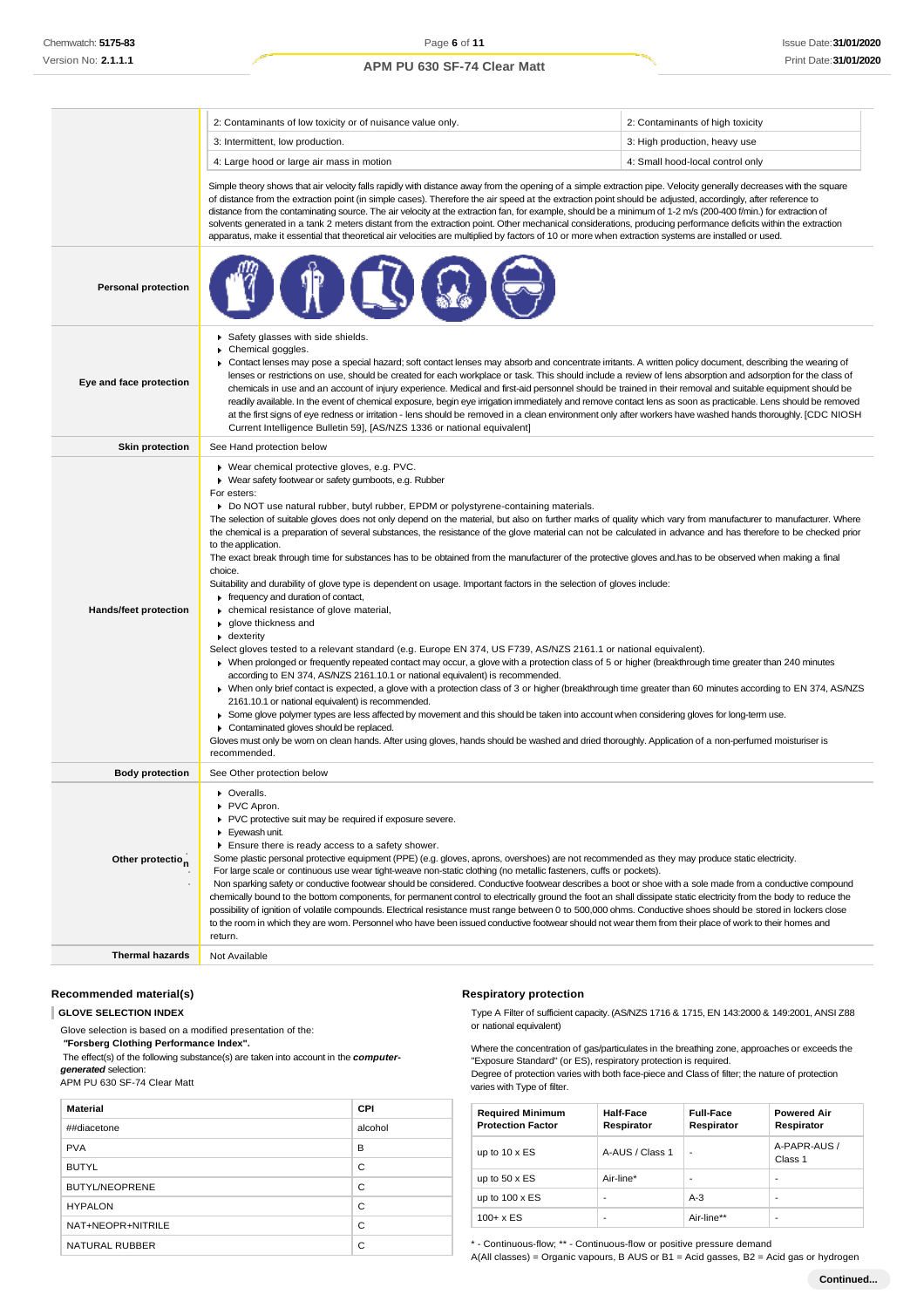| | | |
|---|---|---|
| | 2: Contaminants of low toxicity or of nuisance value only. | 2: Contaminants of high toxicity |
| | 3: Intermittent, low production. | 3: High production, heavy use |
| | 4: Large hood or large air mass in motion | 4: Small hood-local control only |
| | Simple theory shows that air velocity falls rapidly with distance away from the opening of a simple extraction pipe. Velocity generally decreases with the square of distance from the extraction point (in simple cases). Therefore the air speed at the extraction point should be adjusted, accordingly, after reference to distance from the contaminating source. The air velocity at the extraction fan, for example, should be a minimum of 1-2 m/s (200-400 f/min.) for extraction of solvents generated in a tank 2 meters distant from the extraction point. Other mechanical considerations, producing performance deficits within the extraction apparatus, make it essential that theoretical air velocities are multiplied by factors of 10 or more when extraction systems are installed or used. | |
| **Personal protection** | | |
| **Eye and face protection** | ▸ Safety glasses with side shields.<br>▸ Chemical goggles.<br>▸ Contact lenses may pose a special hazard; soft contact lenses may absorb and concentrate irritants. A written policy document, describing the wearing of lenses or restrictions on use, should be created for each workplace or task. This should include a review of lens absorption and adsorption for the class of chemicals in use and an account of injury experience. Medical and first-aid personnel should be trained in their removal and suitable equipment should be readily available. In the event of chemical exposure, begin eye irrigation immediately and remove contact lens as soon as practicable. Lens should be removed at the first signs of eye redness or irritation - lens should be removed in a clean environment only after workers have washed hands thoroughly. [CDC NIOSH Current Intelligence Bulletin 59], [AS/NZS 1336 or national equivalent] | |
| **Skin protection** | See Hand protection below | |
| **Hands/feet protection** | ▸ Wear chemical protective gloves, e.g. PVC.<br>▸ Wear safety footwear or safety gumboots, e.g. Rubber<br>For esters:<br>▸ Do NOT use natural rubber, butyl rubber, EPDM or polystyrene-containing materials.<br>The selection of suitable gloves does not only depend on the material, but also on further marks of quality which vary from manufacturer to manufacturer. Where the chemical is a preparation of several substances, the resistance of the glove material can not be calculated in advance and has therefore to be checked prior to the application.<br>The exact break through time for substances has to be obtained from the manufacturer of the protective gloves and.has to be observed when making a final choice.<br>Suitability and durability of glove type is dependent on usage. Important factors in the selection of gloves include:<br>▸ frequency and duration of contact,<br>▸ chemical resistance of glove material,<br>▸ glove thickness and<br>▸ dexterity<br>Select gloves tested to a relevant standard (e.g. Europe EN 374, US F739, AS/NZS 2161.1 or national equivalent).<br>▸ When prolonged or frequently repeated contact may occur, a glove with a protection class of 5 or higher (breakthrough time greater than 240 minutes according to EN 374, AS/NZS 2161.10.1 or national equivalent) is recommended.<br>▸ When only brief contact is expected, a glove with a protection class of 3 or higher (breakthrough time greater than 60 minutes according to EN 374, AS/NZS 2161.10.1 or national equivalent) is recommended.<br>▸ Some glove polymer types are less affected by movement and this should be taken into account when considering gloves for long-term use.<br>▸ Contaminated gloves should be replaced.<br>Gloves must only be worn on clean hands. After using gloves, hands should be washed and dried thoroughly. Application of a non-perfumed moisturiser is recommended. | |
| **Body protection** | See Other protection below | |
| **Other protection** | ▸ Overalls.<br>▸ PVC Apron.<br>▸ PVC protective suit may be required if exposure severe.<br>▸ Eyewash unit.<br>▸ Ensure there is ready access to a safety shower.<br>Some plastic personal protective equipment (PPE) (e.g. gloves, aprons, overshoes) are not recommended as they may produce static electricity.<br>For large scale or continuous use wear tight-weave non-static clothing (no metallic fasteners, cuffs or pockets).<br>Non sparking safety or conductive footwear should be considered. Conductive footwear describes a boot or shoe with a sole made from a conductive compound chemically bound to the bottom components, for permanent control to electrically ground the foot an shall dissipate static electricity from the body to reduce the possibility of ignition of volatile compounds. Electrical resistance must range between 0 to 500,000 ohms. Conductive shoes should be stored in lockers close to the room in which they are worn. Personnel who have been issued conductive footwear should not wear them from their place of work to their homes and return. | |
| **Thermal hazards** | Not Available | |

### Recommended material(s)

**GLOVE SELECTION INDEX**

Glove selection is based on a modified presentation of the:
***"Forsberg Clothing Performance Index".***
The effect(s) of the following substance(s) are taken into account in the ***computer-generated*** selection:
APM PU 630 SF-74 Clear Matt

| Material | CPI |
|---|---|
| ##diacetone | alcohol |
| PVA | B |
| BUTYL | C |
| BUTYL/NEOPRENE | C |
| HYPALON | C |
| NAT+NEOPR+NITRILE | C |
| NATURAL RUBBER | C |

### Respiratory protection

Type A Filter of sufficient capacity. (AS/NZS 1716 & 1715, EN 143:2000 & 149:2001, ANSI Z88 or national equivalent)

Where the concentration of gas/particulates in the breathing zone, approaches or exceeds the "Exposure Standard" (or ES), respiratory protection is required.
Degree of protection varies with both face-piece and Class of filter; the nature of protection varies with Type of filter.

| Required Minimum Protection Factor | Half-Face Respirator | Full-Face Respirator | Powered Air Respirator |
|---|---|---|---|
| up to 10 x ES | A-AUS / Class 1 | - | A-PAPR-AUS / Class 1 |
| up to 50 x ES | Air-line* | - | - |
| up to 100 x ES | - | A-3 | - |
| 100+ x ES | - | Air-line** | - |

\* - Continuous-flow; ** - Continuous-flow or positive pressure demand
A(All classes) = Organic vapours, B AUS or B1 = Acid gasses, B2 = Acid gas or hydrogen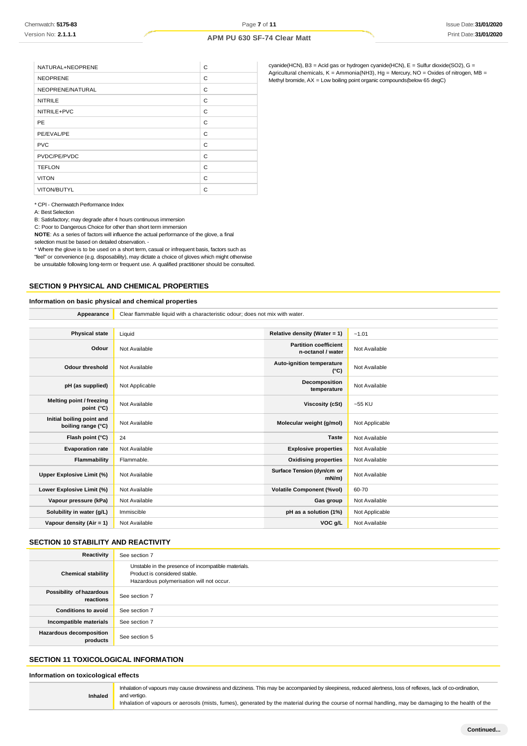| NATURAL+NEOPRENE | C |
|---|---|
| NEOPRENE | C |
| NEOPRENE/NATURAL | C |
| NITRILE | C |
| NITRILE+PVC | C |
| PE | C |
| PE/EVAL/PE | C |
| PVC | C |
| PVDC/PE/PVDC | C |
| TEFLON | C |
| VITON | C |
| VITON/BUTYL | C |

* CPI - Chemwatch Performance Index

A: Best Selection

B: Satisfactory; may degrade after 4 hours continuous immersion

C: Poor to Dangerous Choice for other than short term immersion

**NOTE**: As a series of factors will influence the actual performance of the glove, a final selection must be based on detailed observation. -

* Where the glove is to be used on a short term, casual or infrequent basis, factors such as "feel" or convenience (e.g. disposability), may dictate a choice of gloves which might otherwise be unsuitable following long-term or frequent use. A qualified practitioner should be consulted.

cyanide(HCN), B3 = Acid gas or hydrogen cyanide(HCN), E = Sulfur dioxide($SO_2$), G = Agricultural chemicals, K = Ammonia($NH_3$), Hg = Mercury, NO = Oxides of nitrogen, MB = Methyl bromide, AX = Low boiling point organic compounds(below 65 degC)

## SECTION 9 PHYSICAL AND CHEMICAL PROPERTIES

### Information on basic physical and chemical properties

| **Appearance** | Clear flammable liquid with a characteristic odour; does not mix with water. | | |
|---|---|---|---|
| **Physical state** | Liquid | **Relative density (Water = 1)** | ~1.01 |
| **Odour** | Not Available | **Partition coefficient n-octanol / water** | Not Available |
| **Odour threshold** | Not Available | **Auto-ignition temperature (°C)** | Not Available |
| **pH (as supplied)** | Not Applicable | **Decomposition temperature** | Not Available |
| **Melting point / freezing point (°C)** | Not Available | **Viscosity (cSt)** | ~55 KU |
| **Initial boiling point and boiling range (°C)** | Not Available | **Molecular weight (g/mol)** | Not Applicable |
| **Flash point (°C)** | 24 | **Taste** | Not Available |
| **Evaporation rate** | Not Available | **Explosive properties** | Not Available |
| **Flammability** | Flammable. | **Oxidising properties** | Not Available |
| **Upper Explosive Limit (%)** | Not Available | **Surface Tension (dyn/cm or mN/m)** | Not Available |
| **Lower Explosive Limit (%)** | Not Available | **Volatile Component (%vol)** | 60-70 |
| **Vapour pressure (kPa)** | Not Available | **Gas group** | Not Available |
| **Solubility in water (g/L)** | Immiscible | **pH as a solution (1%)** | Not Applicable |
| **Vapour density (Air = 1)** | Not Available | **VOC g/L** | Not Available |

## SECTION 10 STABILITY AND REACTIVITY

| **Reactivity** | See section 7 |
|---|---|
| **Chemical stability** | Unstable in the presence of incompatible materials.<br>Product is considered stable.<br>Hazardous polymerisation will not occur. |
| **Possibility of hazardous reactions** | See section 7 |
| **Conditions to avoid** | See section 7 |
| **Incompatible materials** | See section 7 |
| **Hazardous decomposition products** | See section 5 |

## SECTION 11 TOXICOLOGICAL INFORMATION

### Information on toxicological effects

| **Inhaled** | Inhalation of vapours may cause drowsiness and dizziness. This may be accompanied by sleepiness, reduced alertness, loss of reflexes, lack of co-ordination, and vertigo.<br>Inhalation of vapours or aerosols (mists, fumes), generated by the material during the course of normal handling, may be damaging to the health of the |
|---|---|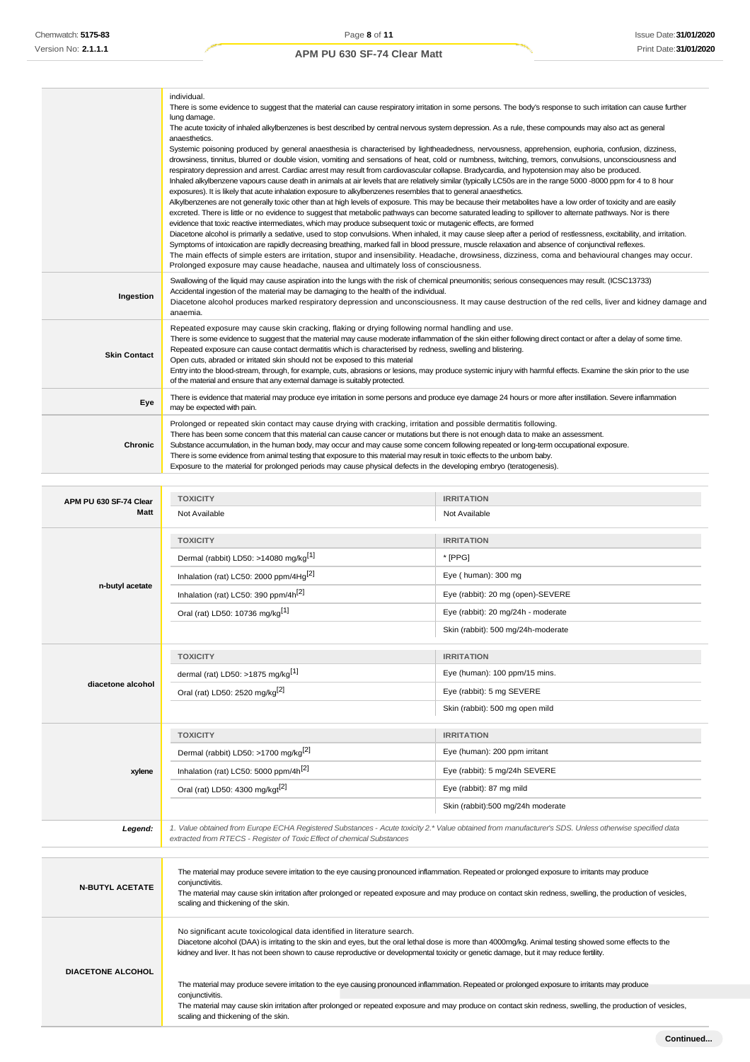| | |
|---|---|
| | individual.<br>There is some evidence to suggest that the material can cause respiratory irritation in some persons. The body's response to such irritation can cause further lung damage.<br>The acute toxicity of inhaled alkylbenzenes is best described by central nervous system depression. As a rule, these compounds may also act as general anaesthetics.<br>Systemic poisoning produced by general anaesthesia is characterised by lightheadedness, nervousness, apprehension, euphoria, confusion, dizziness, drowsiness, tinnitus, blurred or double vision, vomiting and sensations of heat, cold or numbness, twitching, tremors, convulsions, unconsciousness and respiratory depression and arrest. Cardiac arrest may result from cardiovascular collapse. Bradycardia, and hypotension may also be produced.<br>Inhaled alkylbenzene vapours cause death in animals at air levels that are relatively similar (typically LC50s are in the range 5000 -8000 ppm for 4 to 8 hour exposures). It is likely that acute inhalation exposure to alkylbenzenes resembles that to general anaesthetics.<br>Alkylbenzenes are not generally toxic other than at high levels of exposure. This may be because their metabolites have a low order of toxicity and are easily excreted. There is little or no evidence to suggest that metabolic pathways can become saturated leading to spillover to alternate pathways. Nor is there evidence that toxic reactive intermediates, which may produce subsequent toxic or mutagenic effects, are formed<br>Diacetone alcohol is primarily a sedative, used to stop convulsions. When inhaled, it may cause sleep after a period of restlessness, excitability, and irritation. Symptoms of intoxication are rapidly decreasing breathing, marked fall in blood pressure, muscle relaxation and absence of conjunctival reflexes.<br>The main effects of simple esters are irritation, stupor and insensibility. Headache, drowsiness, dizziness, coma and behavioural changes may occur. Prolonged exposure may cause headache, nausea and ultimately loss of consciousness. |
| **Ingestion** | Swallowing of the liquid may cause aspiration into the lungs with the risk of chemical pneumonitis; serious consequences may result. (ICSC13733)<br>Accidental ingestion of the material may be damaging to the health of the individual.<br>Diacetone alcohol produces marked respiratory depression and unconsciousness. It may cause destruction of the red cells, liver and kidney damage and anaemia. |
| **Skin Contact** | Repeated exposure may cause skin cracking, flaking or drying following normal handling and use.<br>There is some evidence to suggest that the material may cause moderate inflammation of the skin either following direct contact or after a delay of some time. Repeated exposure can cause contact dermatitis which is characterised by redness, swelling and blistering.<br>Open cuts, abraded or irritated skin should not be exposed to this material<br>Entry into the blood-stream, through, for example, cuts, abrasions or lesions, may produce systemic injury with harmful effects. Examine the skin prior to the use of the material and ensure that any external damage is suitably protected. |
| **Eye** | There is evidence that material may produce eye irritation in some persons and produce eye damage 24 hours or more after instillation. Severe inflammation may be expected with pain. |
| **Chronic** | Prolonged or repeated skin contact may cause drying with cracking, irritation and possible dermatitis following.<br>There has been some concern that this material can cause cancer or mutations but there is not enough data to make an assessment.<br>Substance accumulation, in the human body, may occur and may cause some concern following repeated or long-term occupational exposure.<br>There is some evidence from animal testing that exposure to this material may result in toxic effects to the unborn baby.<br>Exposure to the material for prolonged periods may cause physical defects in the developing embryo (teratogenesis). |

| | TOXICITY | IRRITATION |
|---|---|---|
| **APM PU 630 SF-74 Clear Matt** | Not Available | Not Available |
| **n-butyl acetate** | **TOXICITY** | **IRRITATION** |
| | Dermal (rabbit) LD50: >14080 mg/kg[1] | * [PPG] |
| | Inhalation (rat) LC50: 2000 ppm/4Hg[2] | Eye ( human): 300 mg |
| | Inhalation (rat) LC50: 390 ppm/4h[2] | Eye (rabbit): 20 mg (open)-SEVERE |
| | Oral (rat) LD50: 10736 mg/kg[1] | Eye (rabbit): 20 mg/24h - moderate |
| | | Skin (rabbit): 500 mg/24h-moderate |
| **diacetone alcohol** | **TOXICITY** | **IRRITATION** |
| | dermal (rat) LD50: >1875 mg/kg[1] | Eye (human): 100 ppm/15 mins. |
| | Oral (rat) LD50: 2520 mg/kg[2] | Eye (rabbit): 5 mg SEVERE |
| | | Skin (rabbit): 500 mg open mild |
| **xylene** | **TOXICITY** | **IRRITATION** |
| | Dermal (rabbit) LD50: >1700 mg/kg[2] | Eye (human): 200 ppm irritant |
| | Inhalation (rat) LC50: 5000 ppm/4h[2] | Eye (rabbit): 5 mg/24h SEVERE |
| | Oral (rat) LD50: 4300 mg/kgt[2] | Eye (rabbit): 87 mg mild |
| | | Skin (rabbit):500 mg/24h moderate |
| ***Legend:*** | *1. Value obtained from Europe ECHA Registered Substances - Acute toxicity 2.* Value obtained from manufacturer's SDS. Unless otherwise specified data extracted from RTECS - Register of Toxic Effect of chemical Substances* | |

| | |
|---|---|
| **N-BUTYL ACETATE** | The material may produce severe irritation to the eye causing pronounced inflammation. Repeated or prolonged exposure to irritants may produce conjunctivitis.<br>The material may cause skin irritation after prolonged or repeated exposure and may produce on contact skin redness, swelling, the production of vesicles, scaling and thickening of the skin. |
| **DIACETONE ALCOHOL** | No significant acute toxicological data identified in literature search.<br>Diacetone alcohol (DAA) is irritating to the skin and eyes, but the oral lethal dose is more than 4000mg/kg. Animal testing showed some effects to the kidney and liver. It has not been shown to cause reproductive or developmental toxicity or genetic damage, but it may reduce fertility.<br><br>The material may produce severe irritation to the eye causing pronounced inflammation. Repeated or prolonged exposure to irritants may produce conjunctivitis.<br>The material may cause skin irritation after prolonged or repeated exposure and may produce on contact skin redness, swelling, the production of vesicles, scaling and thickening of the skin. |

Continued...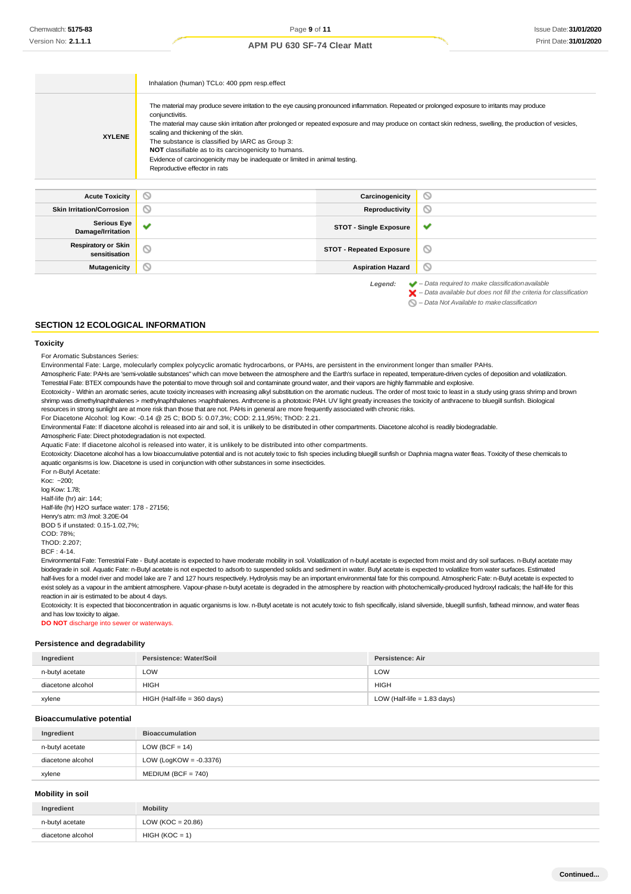| | |
|---|---|
| | Inhalation (human) TCLo: 400 ppm resp.effect |
| **XYLENE** | The material may produce severe irritation to the eye causing pronounced inflammation. Repeated or prolonged exposure to irritants may produce conjunctivitis.<br>The material may cause skin irritation after prolonged or repeated exposure and may produce on contact skin redness, swelling, the production of vesicles, scaling and thickening of the skin.<br>The substance is classified by IARC as Group 3:<br>**NOT** classifiable as to its carcinogenicity to humans.<br>Evidence of carcinogenicity may be inadequate or limited in animal testing.<br>Reproductive effector in rats |

| | | | |
|---|---|---|---|
| **Acute Toxicity** | ⃠ | **Carcinogenicity** | ⃠ |
| **Skin Irritation/Corrosion** | ⃠ | **Reproductivity** | ⃠ |
| **Serious Eye Damage/Irritation** | ✔ | **STOT - Single Exposure** | ✔ |
| **Respiratory or Skin sensitisation** | ⃠ | **STOT - Repeated Exposure** | ⃠ |
| **Mutagenicity** | ⃠ | **Aspiration Hazard** | ⃠ |

*Legend:*
- ✔ *– Data required to make classification available*
- ✘ *– Data available but does not fill the criteria for classification*
- ⃠ *– Data Not Available to make classification*

## SECTION 12 ECOLOGICAL INFORMATION

### Toxicity

For Aromatic Substances Series:
Environmental Fate: Large, molecularly complex polycyclic aromatic hydrocarbons, or PAHs, are persistent in the environment longer than smaller PAHs.
Atmospheric Fate: PAHs are 'semi-volatile substances" which can move between the atmosphere and the Earth's surface in repeated, temperature-driven cycles of deposition and volatilization.
Terrestrial Fate: BTEX compounds have the potential to move through soil and contaminate ground water, and their vapors are highly flammable and explosive.
Ecotoxicity - Within an aromatic series, acute toxicity increases with increasing alkyl substitution on the aromatic nucleus. The order of most toxic to least in a study using grass shrimp and brown shrimp was dimethylnaphthalenes > methylnaphthalenes >naphthalenes. Anthrcene is a phototoxic PAH. UV light greatly increases the toxicity of anthracene to bluegill sunfish. Biological resources in strong sunlight are at more risk than those that are not. PAHs in general are more frequently associated with chronic risks.
For Diacetone Alcohol: log Kow: -0.14 @ 25 C; BOD 5: 0.07,3%; COD: 2.11,95%; ThOD: 2.21.
Environmental Fate: If diacetone alcohol is released into air and soil, it is unlikely to be distributed in other compartments. Diacetone alcohol is readily biodegradable.
Atmospheric Fate: Direct photodegradation is not expected.
Aquatic Fate: If diacetone alcohol is released into water, it is unlikely to be distributed into other compartments.
Ecotoxicity: Diacetone alcohol has a low bioaccumulative potential and is not acutely toxic to fish species including bluegill sunfish or Daphnia magna water fleas. Toxicity of these chemicals to aquatic organisms is low. Diacetone is used in conjunction with other substances in some insecticides.
For n-Butyl Acetate:
Koc: ~200;
log Kow: 1.78;
Half-life (hr) air: 144;
Half-life (hr) H2O surface water: 178 - 27156;
Henry's atm: m3 /mol: 3.20E-04
BOD 5 if unstated: 0.15-1.02,7%;
COD: 78%;
ThOD: 2.207;
BCF : 4-14.
Environmental Fate: Terrestrial Fate - Butyl acetate is expected to have moderate mobility in soil. Volatilization of n-butyl acetate is expected from moist and dry soil surfaces. n-Butyl acetate may biodegrade in soil. Aquatic Fate: n-Butyl acetate is not expected to adsorb to suspended solids and sediment in water. Butyl acetate is expected to volatilize from water surfaces. Estimated half-lives for a model river and model lake are 7 and 127 hours respectively. Hydrolysis may be an important environmental fate for this compound. Atmospheric Fate: n-Butyl acetate is expected to exist solely as a vapour in the ambient atmosphere. Vapour-phase n-butyl acetate is degraded in the atmosphere by reaction with photochemically-produced hydroxyl radicals; the half-life for this reaction in air is estimated to be about 4 days.
Ecotoxicity: It is expected that bioconcentration in aquatic organisms is low. n-Butyl acetate is not acutely toxic to fish specifically, island silverside, bluegill sunfish, fathead minnow, and water fleas and has low toxicity to algae.
**DO NOT** discharge into sewer or waterways.

### Persistence and degradability

| Ingredient | Persistence: Water/Soil | Persistence: Air |
|---|---|---|
| n-butyl acetate | LOW | LOW |
| diacetone alcohol | HIGH | HIGH |
| xylene | HIGH (Half-life = 360 days) | LOW (Half-life = 1.83 days) |

### Bioaccumulative potential

| Ingredient | Bioaccumulation |
|---|---|
| n-butyl acetate | LOW (BCF = 14) |
| diacetone alcohol | LOW (LogKOW = -0.3376) |
| xylene | MEDIUM (BCF = 740) |

### Mobility in soil

| Ingredient | Mobility |
|---|---|
| n-butyl acetate | LOW (KOC = 20.86) |
| diacetone alcohol | HIGH (KOC = 1) |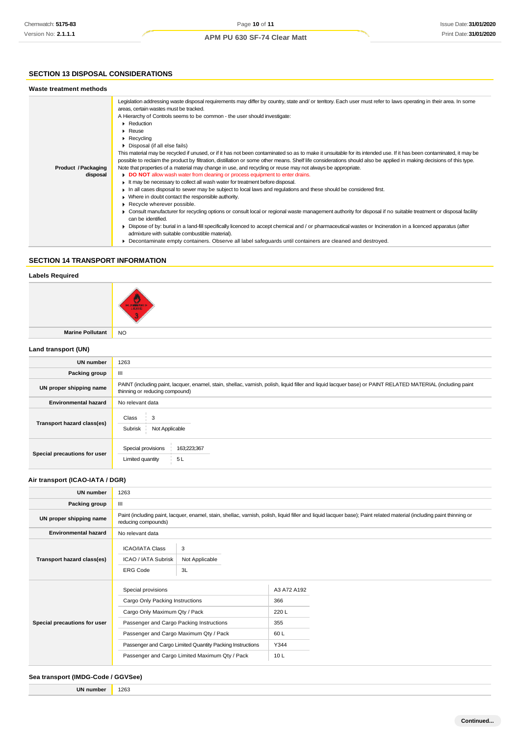## SECTION 13 DISPOSAL CONSIDERATIONS

### Waste treatment methods

| | |
|---|---|
| **Product / Packaging disposal** | Legislation addressing waste disposal requirements may differ by country, state and/ or territory. Each user must refer to laws operating in their area. In some areas, certain wastes must be tracked.<br>A Hierarchy of Controls seems to be common - the user should investigate:<br>▸ Reduction<br>▸ Reuse<br>▸ Recycling<br>▸ Disposal (if all else fails)<br>This material may be recycled if unused, or if it has not been contaminated so as to make it unsuitable for its intended use. If it has been contaminated, it may be possible to reclaim the product by filtration, distillation or some other means. Shelf life considerations should also be applied in making decisions of this type. Note that properties of a material may change in use, and recycling or reuse may not always be appropriate.<br>▸ **DO NOT** allow wash water from cleaning or process equipment to enter drains.<br>▸ It may be necessary to collect all wash water for treatment before disposal.<br>▸ In all cases disposal to sewer may be subject to local laws and regulations and these should be considered first.<br>▸ Where in doubt contact the responsible authority.<br>▸ Recycle wherever possible.<br>▸ Consult manufacturer for recycling options or consult local or regional waste management authority for disposal if no suitable treatment or disposal facility can be identified.<br>▸ Dispose of by: burial in a land-fill specifically licenced to accept chemical and / or pharmaceutical wastes or Incineration in a licenced apparatus (after admixture with suitable combustible material).<br>▸ Decontaminate empty containers. Observe all label safeguards until containers are cleaned and destroyed. |

## SECTION 14 TRANSPORT INFORMATION

### Labels Required

| | |
|---|---|
| | FLAMMABLE LIQUID 3 |
| **Marine Pollutant** | NO |

### Land transport (UN)

| | |
|---|---|
| **UN number** | 1263 |
| **Packing group** | III |
| **UN proper shipping name** | PAINT (including paint, lacquer, enamel, stain, shellac, varnish, polish, liquid filler and liquid lacquer base) or PAINT RELATED MATERIAL (including paint thinning or reducing compound) |
| **Environmental hazard** | No relevant data |
| **Transport hazard class(es)** | Class: 3<br>Subrisk: Not Applicable |
| **Special precautions for user** | Special provisions: 163;223;367<br>Limited quantity: 5 L |

### Air transport (ICAO-IATA / DGR)

| | |
|---|---|
| **UN number** | 1263 |
| **Packing group** | III |
| **UN proper shipping name** | Paint (including paint, lacquer, enamel, stain, shellac, varnish, polish, liquid filler and liquid lacquer base); Paint related material (including paint thinning or reducing compounds) |
| **Environmental hazard** | No relevant data |
| **Transport hazard class(es)** | ICAO/IATA Class: 3<br>ICAO / IATA Subrisk: Not Applicable<br>ERG Code: 3L |
| **Special precautions for user** | Special provisions: A3 A72 A192<br>Cargo Only Packing Instructions: 366<br>Cargo Only Maximum Qty / Pack: 220 L<br>Passenger and Cargo Packing Instructions: 355<br>Passenger and Cargo Maximum Qty / Pack: 60 L<br>Passenger and Cargo Limited Quantity Packing Instructions: Y344<br>Passenger and Cargo Limited Maximum Qty / Pack: 10 L |

### Sea transport (IMDG-Code / GGVSee)

| | |
|---|---|
| **UN number** | 1263 |

Continued...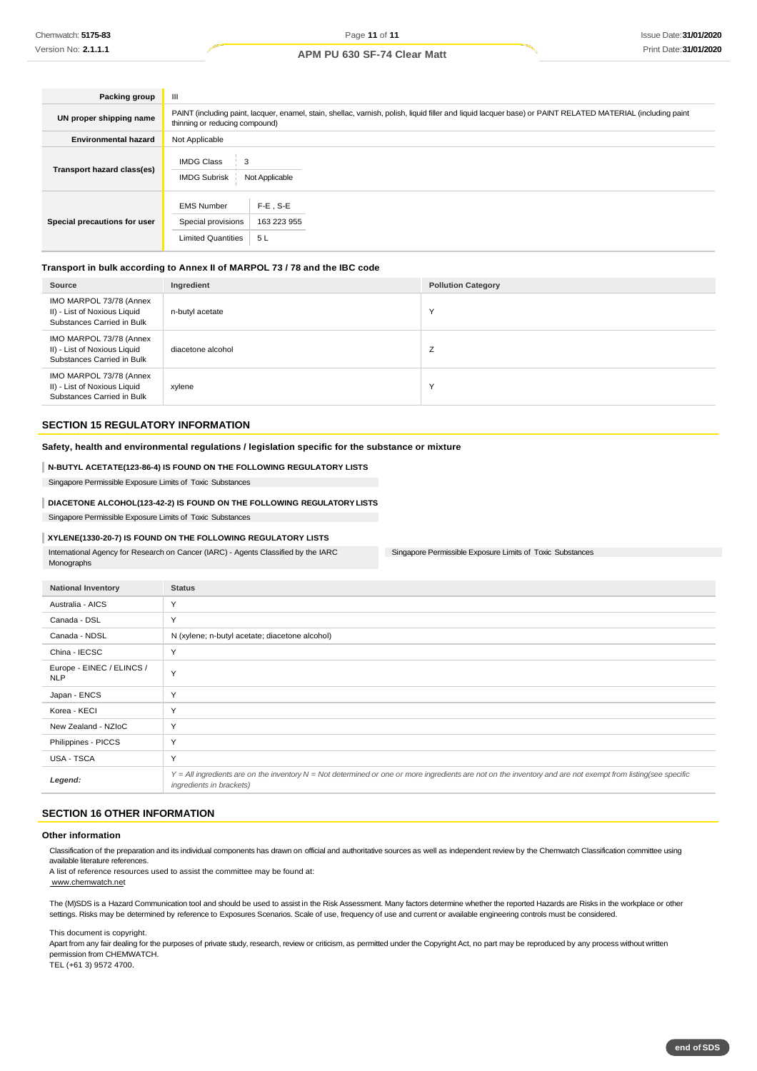| | |
|---|---|
| **Packing group** | III |
| **UN proper shipping name** | PAINT (including paint, lacquer, enamel, stain, shellac, varnish, polish, liquid filler and liquid lacquer base) or PAINT RELATED MATERIAL (including paint thinning or reducing compound) |
| **Environmental hazard** | Not Applicable |
| **Transport hazard class(es)** | IMDG Class: 3<br>IMDG Subrisk: Not Applicable |
| **Special precautions for user** | EMS Number: F-E , S-E<br>Special provisions: 163 223 955<br>Limited Quantities: 5 L |

### Transport in bulk according to Annex II of MARPOL 73 / 78 and the IBC code

| Source | Ingredient | Pollution Category |
|---|---|---|
| IMO MARPOL 73/78 (Annex II) - List of Noxious Liquid Substances Carried in Bulk | n-butyl acetate | Y |
| IMO MARPOL 73/78 (Annex II) - List of Noxious Liquid Substances Carried in Bulk | diacetone alcohol | Z |
| IMO MARPOL 73/78 (Annex II) - List of Noxious Liquid Substances Carried in Bulk | xylene | Y |

## SECTION 15 REGULATORY INFORMATION

### Safety, health and environmental regulations / legislation specific for the substance or mixture

**N-BUTYL ACETATE(123-86-4) IS FOUND ON THE FOLLOWING REGULATORY LISTS**

Singapore Permissible Exposure Limits of Toxic Substances

**DIACETONE ALCOHOL(123-42-2) IS FOUND ON THE FOLLOWING REGULATORY LISTS**

Singapore Permissible Exposure Limits of Toxic Substances

**XYLENE(1330-20-7) IS FOUND ON THE FOLLOWING REGULATORY LISTS**

International Agency for Research on Cancer (IARC) - Agents Classified by the IARC Monographs

Singapore Permissible Exposure Limits of Toxic Substances

| National Inventory | Status |
|---|---|
| Australia - AICS | Y |
| Canada - DSL | Y |
| Canada - NDSL | N (xylene; n-butyl acetate; diacetone alcohol) |
| China - IECSC | Y |
| Europe - EINEC / ELINCS / NLP | Y |
| Japan - ENCS | Y |
| Korea - KECI | Y |
| New Zealand - NZIoC | Y |
| Philippines - PICCS | Y |
| USA - TSCA | Y |
| ***Legend:*** | *Y = All ingredients are on the inventory N = Not determined or one or more ingredients are not on the inventory and are not exempt from listing(see specific ingredients in brackets)* |

## SECTION 16 OTHER INFORMATION

### Other information

Classification of the preparation and its individual components has drawn on official and authoritative sources as well as independent review by the Chemwatch Classification committee using available literature references.
A list of reference resources used to assist the committee may be found at:
www.chemwatch.net

The (M)SDS is a Hazard Communication tool and should be used to assist in the Risk Assessment. Many factors determine whether the reported Hazards are Risks in the workplace or other settings. Risks may be determined by reference to Exposures Scenarios. Scale of use, frequency of use and current or available engineering controls must be considered.

This document is copyright.
Apart from any fair dealing for the purposes of private study, research, review or criticism, as permitted under the Copyright Act, no part may be reproduced by any process without written permission from CHEMWATCH.
TEL (+61 3) 9572 4700.

end of SDS